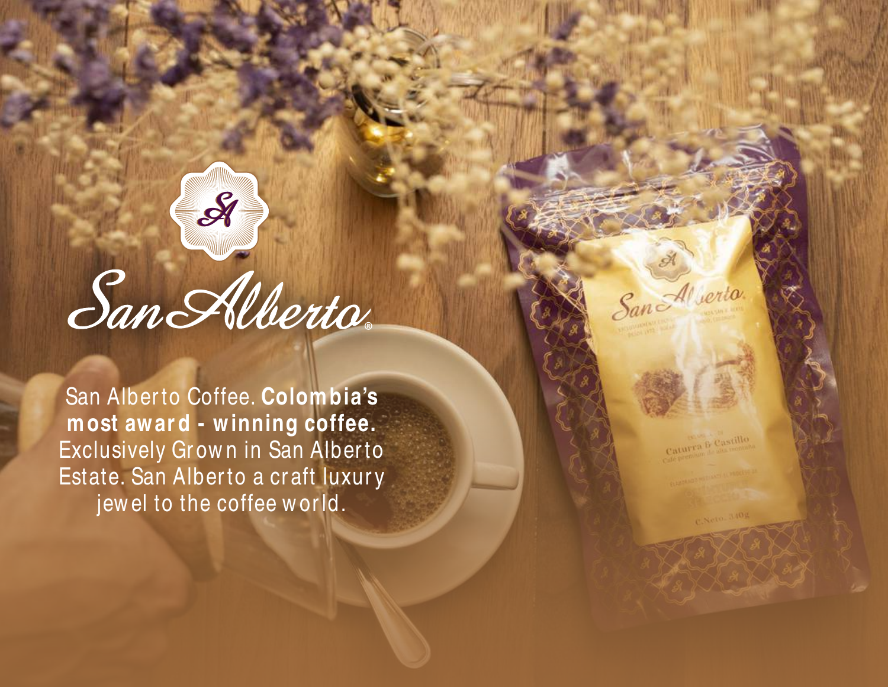# San Alberto®

San Alberto Coffee. **Colombia's most award - winning coffee.** Exclusively Grown in San Alberto Estate. San Alberto a craft luxury jewel to the coffee world.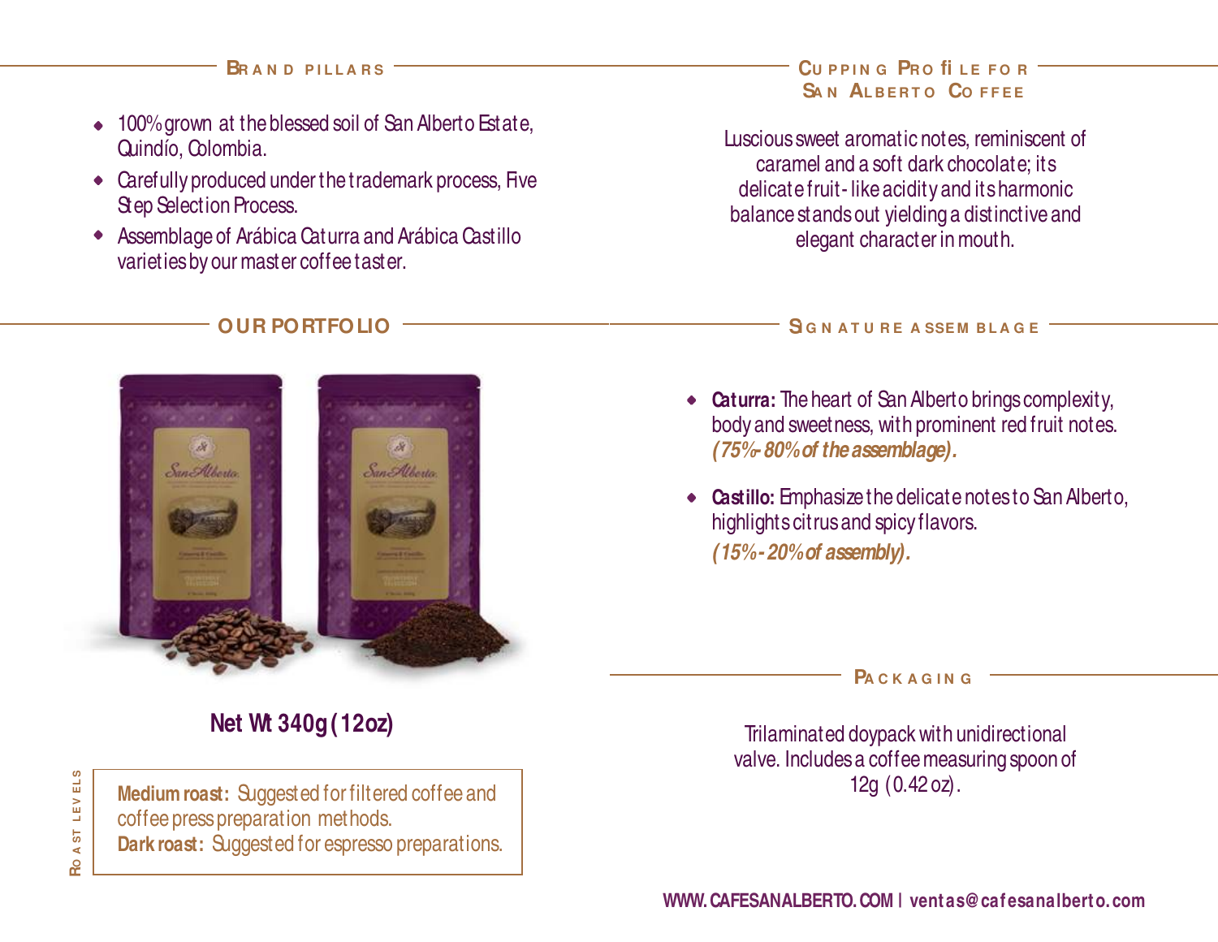## Brand pillars

- 100% grown at the blessed soil of San Alberto Estate, Quindío, Colombia.
- Carefully produced under the trademark process, Five Step Selection Process.
- Assemblage of Arábica Caturra and Arábica Castillo varieties by our master coffee taster.

## Cupping Profile for San Alberto Coffee

Luscious sweet aromatic notes, reminiscent of caramel and a soft dark chocolate; its delicate fruit-like acidity and its harmonic balance stands out yielding a distinctive and elegant character in mouth.

## Our Portfolio

**Net Wt 340g (12oz)**

**Roast levels**

**Medium roast:** Suggested for filtered coffee and coffee press preparation methods.
**Dark roast:** Suggested for espresso preparations.

## Signature assemblage

- **Caturra:** The heart of San Alberto brings complexity, body and sweetness, with prominent red fruit notes. ***(75%-80% of the assemblage).***
- **Castillo:** Emphasize the delicate notes to San Alberto, highlights citrus and spicy flavors. ***(15%-20% of assembly).***

## Packaging

Trilaminated doypack with unidirectional valve. Includes a coffee measuring spoon of 12g (0.42 oz).

**WWW.CAFESANALBERTO.COM | ventas@cafesanalberto.com**